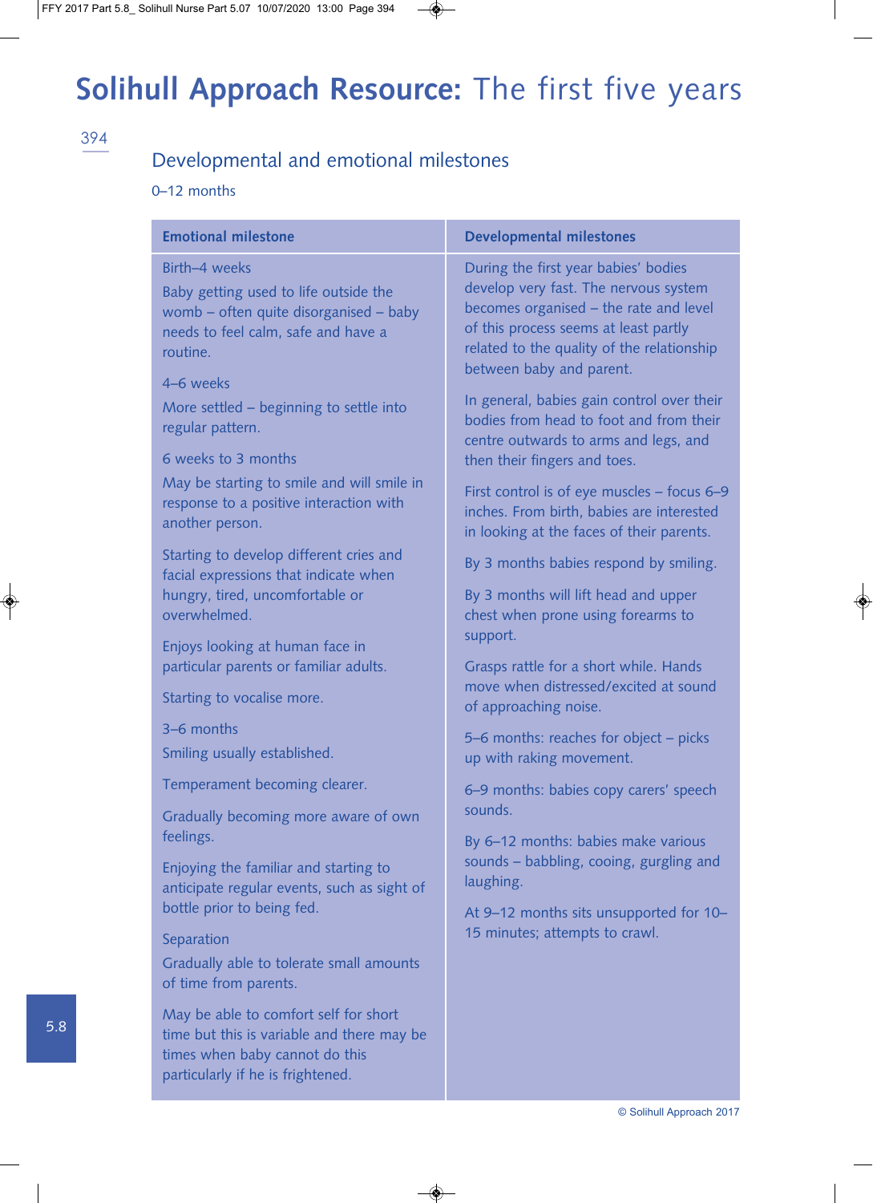# Solihull Approach Resource: The first five years

## Developmental and emotional milestones

0–12 months

| Emotional milestone | Developmental milestones |
|---|---|
| Birth–4 weeks<br>Baby getting used to life outside the womb – often quite disorganised – baby needs to feel calm, safe and have a routine.<br><br>4–6 weeks<br>More settled – beginning to settle into regular pattern.<br><br>6 weeks to 3 months<br>May be starting to smile and will smile in response to a positive interaction with another person.<br><br>Starting to develop different cries and facial expressions that indicate when hungry, tired, uncomfortable or overwhelmed.<br><br>Enjoys looking at human face in particular parents or familiar adults.<br><br>Starting to vocalise more.<br><br>3–6 months<br>Smiling usually established.<br><br>Temperament becoming clearer.<br><br>Gradually becoming more aware of own feelings.<br><br>Enjoying the familiar and starting to anticipate regular events, such as sight of bottle prior to being fed.<br><br>Separation<br>Gradually able to tolerate small amounts of time from parents.<br><br>May be able to comfort self for short time but this is variable and there may be times when baby cannot do this particularly if he is frightened. | During the first year babies' bodies develop very fast. The nervous system becomes organised – the rate and level of this process seems at least partly related to the quality of the relationship between baby and parent.<br><br>In general, babies gain control over their bodies from head to foot and from their centre outwards to arms and legs, and then their fingers and toes.<br><br>First control is of eye muscles – focus 6–9 inches. From birth, babies are interested in looking at the faces of their parents.<br><br>By 3 months babies respond by smiling.<br><br>By 3 months will lift head and upper chest when prone using forearms to support.<br><br>Grasps rattle for a short while. Hands move when distressed/excited at sound of approaching noise.<br><br>5–6 months: reaches for object – picks up with raking movement.<br><br>6–9 months: babies copy carers' speech sounds.<br><br>By 6–12 months: babies make various sounds – babbling, cooing, gurgling and laughing.<br><br>At 9–12 months sits unsupported for 10–15 minutes; attempts to crawl. |

© Solihull Approach 2017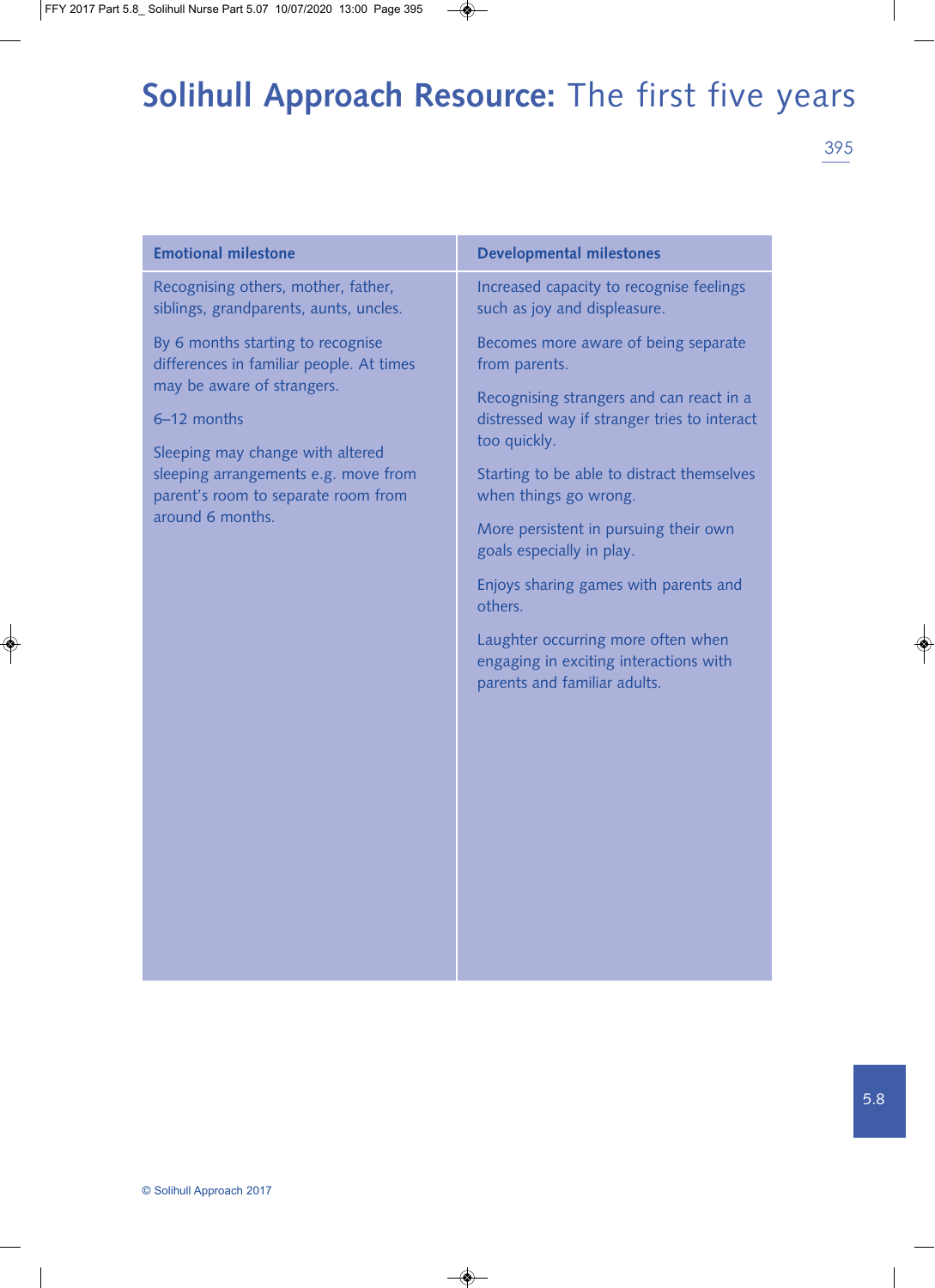| Emotional milestone | Developmental milestones |
|---|---|
| Recognising others, mother, father, siblings, grandparents, aunts, uncles.<br><br>By 6 months starting to recognise differences in familiar people. At times may be aware of strangers.<br><br>6–12 months<br><br>Sleeping may change with altered sleeping arrangements e.g. move from parent's room to separate room from around 6 months. | Increased capacity to recognise feelings such as joy and displeasure.<br><br>Becomes more aware of being separate from parents.<br><br>Recognising strangers and can react in a distressed way if stranger tries to interact too quickly.<br><br>Starting to be able to distract themselves when things go wrong.<br><br>More persistent in pursuing their own goals especially in play.<br><br>Enjoys sharing games with parents and others.<br><br>Laughter occurring more often when engaging in exciting interactions with parents and familiar adults. |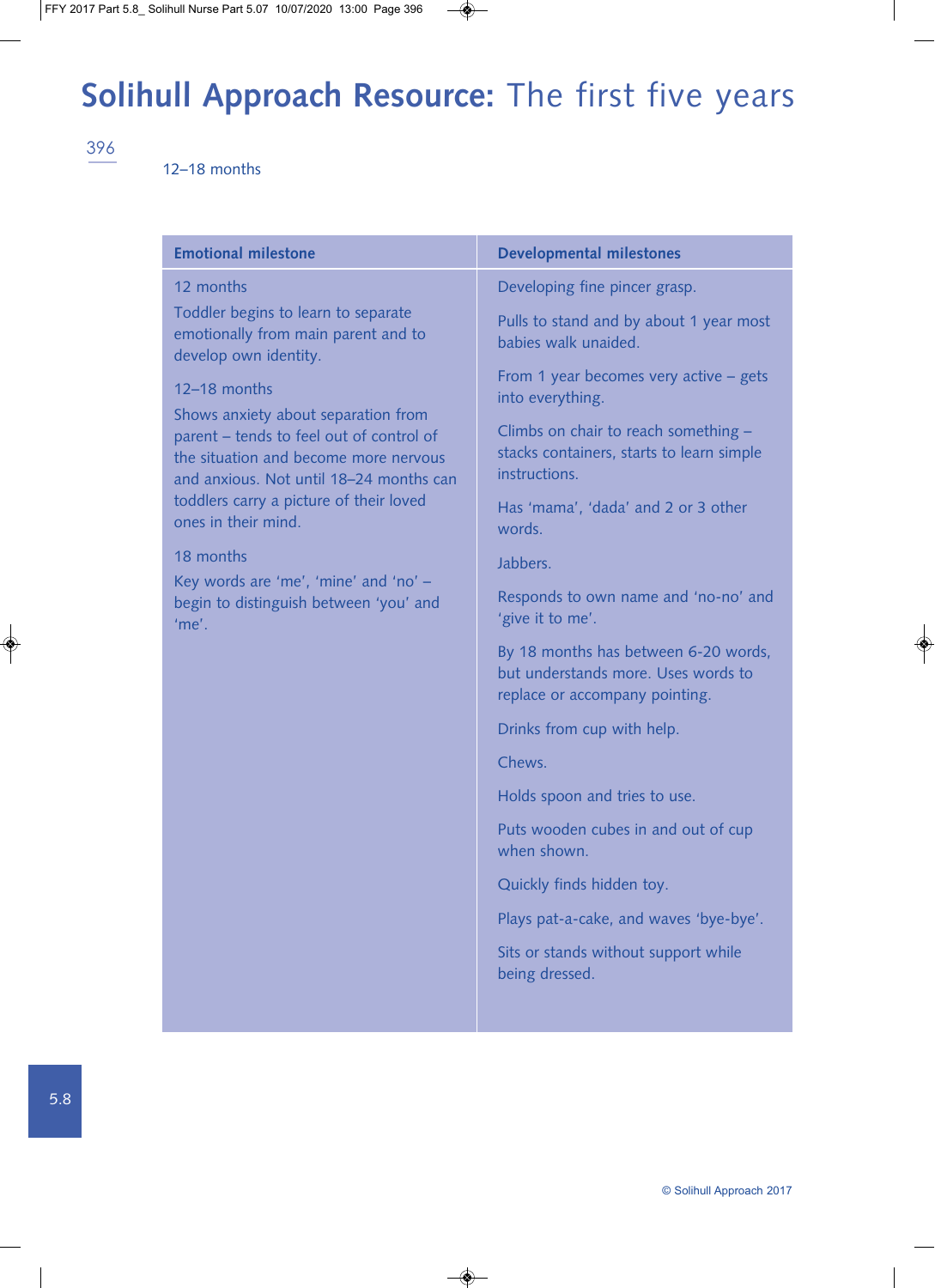# Solihull Approach Resource: The first five years

12–18 months

| Emotional milestone | Developmental milestones |
|---|---|
| 12 months<br><br>Toddler begins to learn to separate emotionally from main parent and to develop own identity.<br><br>12–18 months<br><br>Shows anxiety about separation from parent – tends to feel out of control of the situation and become more nervous and anxious. Not until 18–24 months can toddlers carry a picture of their loved ones in their mind.<br><br>18 months<br><br>Key words are 'me', 'mine' and 'no' – begin to distinguish between 'you' and 'me'. | Developing fine pincer grasp.<br><br>Pulls to stand and by about 1 year most babies walk unaided.<br><br>From 1 year becomes very active – gets into everything.<br><br>Climbs on chair to reach something – stacks containers, starts to learn simple instructions.<br><br>Has 'mama', 'dada' and 2 or 3 other words.<br><br>Jabbers.<br><br>Responds to own name and 'no-no' and 'give it to me'.<br><br>By 18 months has between 6-20 words, but understands more. Uses words to replace or accompany pointing.<br><br>Drinks from cup with help.<br><br>Chews.<br><br>Holds spoon and tries to use.<br><br>Puts wooden cubes in and out of cup when shown.<br><br>Quickly finds hidden toy.<br><br>Plays pat-a-cake, and waves 'bye-bye'.<br><br>Sits or stands without support while being dressed. |

© Solihull Approach 2017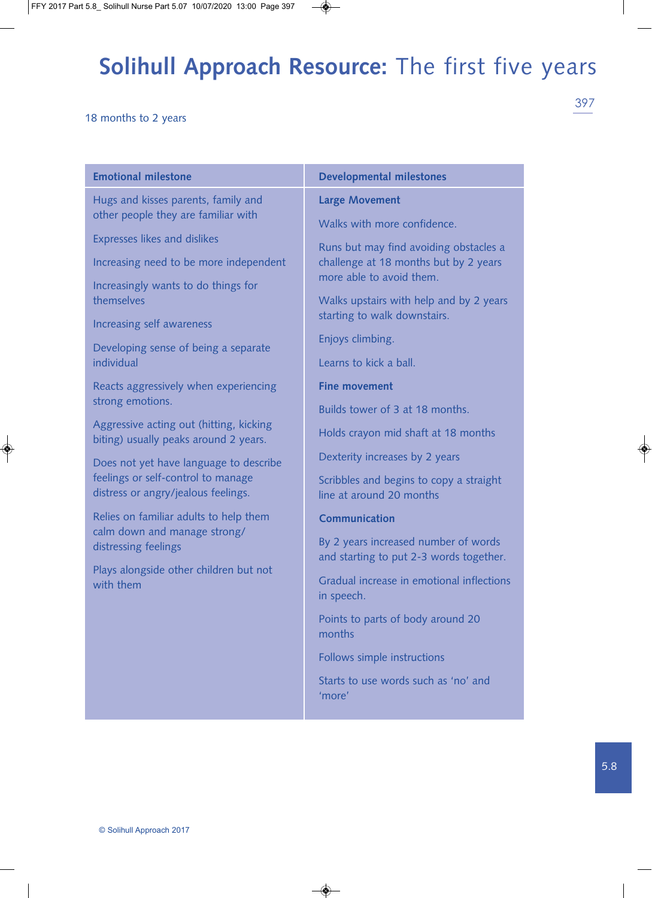# Solihull Approach Resource: The first five years

18 months to 2 years

| Emotional milestone | Developmental milestones |
|---|---|
| Hugs and kisses parents, family and other people they are familiar with<br><br>Expresses likes and dislikes<br><br>Increasing need to be more independent<br><br>Increasingly wants to do things for themselves<br><br>Increasing self awareness<br><br>Developing sense of being a separate individual<br><br>Reacts aggressively when experiencing strong emotions.<br><br>Aggressive acting out (hitting, kicking biting) usually peaks around 2 years.<br><br>Does not yet have language to describe feelings or self-control to manage distress or angry/jealous feelings.<br><br>Relies on familiar adults to help them calm down and manage strong/distressing feelings<br><br>Plays alongside other children but not with them | **Large Movement**<br><br>Walks with more confidence.<br><br>Runs but may find avoiding obstacles a challenge at 18 months but by 2 years more able to avoid them.<br><br>Walks upstairs with help and by 2 years starting to walk downstairs.<br><br>Enjoys climbing.<br><br>Learns to kick a ball.<br><br>**Fine movement**<br><br>Builds tower of 3 at 18 months.<br><br>Holds crayon mid shaft at 18 months<br><br>Dexterity increases by 2 years<br><br>Scribbles and begins to copy a straight line at around 20 months<br><br>**Communication**<br><br>By 2 years increased number of words and starting to put 2-3 words together.<br><br>Gradual increase in emotional inflections in speech.<br><br>Points to parts of body around 20 months<br><br>Follows simple instructions<br><br>Starts to use words such as 'no' and 'more' |

© Solihull Approach 2017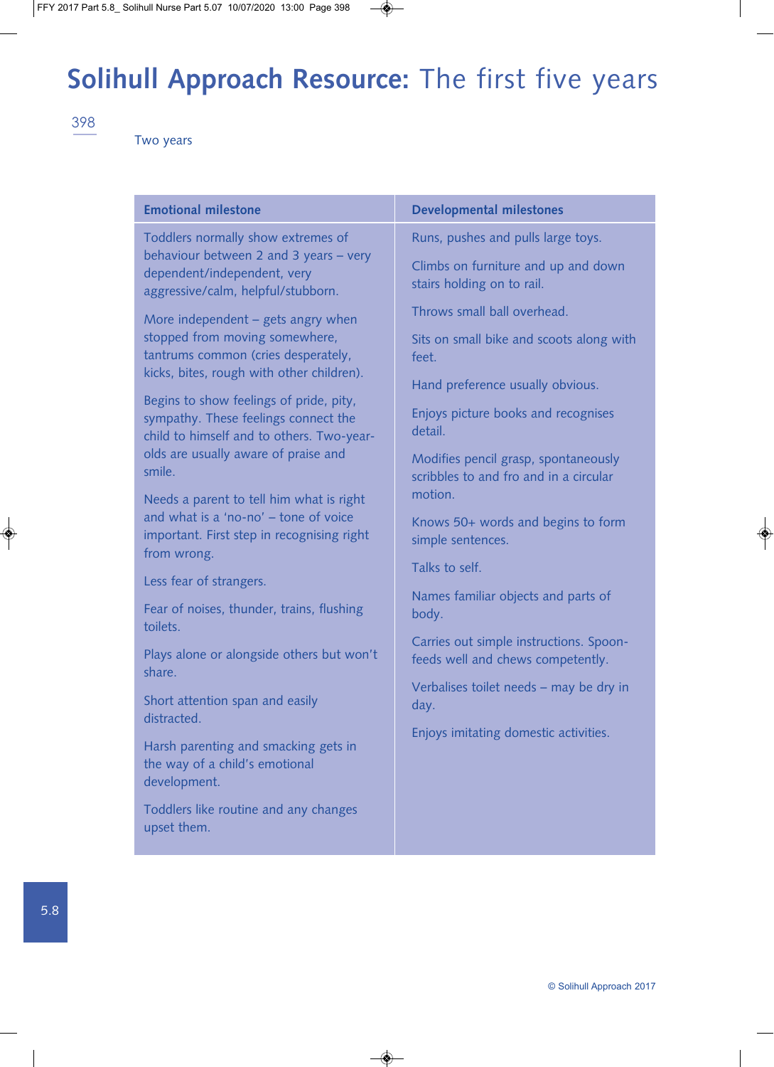Two years

| Emotional milestone | Developmental milestones |
| --- | --- |
| Toddlers normally show extremes of behaviour between 2 and 3 years – very dependent/independent, very aggressive/calm, helpful/stubborn.<br><br>More independent – gets angry when stopped from moving somewhere, tantrums common (cries desperately, kicks, bites, rough with other children).<br><br>Begins to show feelings of pride, pity, sympathy. These feelings connect the child to himself and to others. Two-year-olds are usually aware of praise and smile.<br><br>Needs a parent to tell him what is right and what is a 'no-no' – tone of voice important. First step in recognising right from wrong.<br><br>Less fear of strangers.<br><br>Fear of noises, thunder, trains, flushing toilets.<br><br>Plays alone or alongside others but won't share.<br><br>Short attention span and easily distracted.<br><br>Harsh parenting and smacking gets in the way of a child's emotional development.<br><br>Toddlers like routine and any changes upset them. | Runs, pushes and pulls large toys.<br><br>Climbs on furniture and up and down stairs holding on to rail.<br><br>Throws small ball overhead.<br><br>Sits on small bike and scoots along with feet.<br><br>Hand preference usually obvious.<br><br>Enjoys picture books and recognises detail.<br><br>Modifies pencil grasp, spontaneously scribbles to and fro and in a circular motion.<br><br>Knows 50+ words and begins to form simple sentences.<br><br>Talks to self.<br><br>Names familiar objects and parts of body.<br><br>Carries out simple instructions. Spoon-feeds well and chews competently.<br><br>Verbalises toilet needs – may be dry in day.<br><br>Enjoys imitating domestic activities. |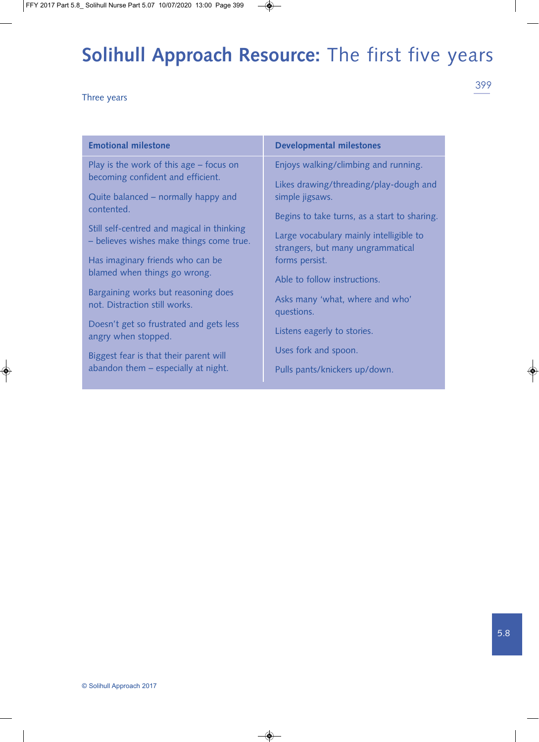# Solihull Approach Resource: The first five years

Three years

| Emotional milestone | Developmental milestones |
| --- | --- |
| Play is the work of this age – focus on becoming confident and efficient. | Enjoys walking/climbing and running. |
| Quite balanced – normally happy and contented. | Likes drawing/threading/play-dough and simple jigsaws. |
| Still self-centred and magical in thinking – believes wishes make things come true. | Begins to take turns, as a start to sharing. |
| Has imaginary friends who can be blamed when things go wrong. | Large vocabulary mainly intelligible to strangers, but many ungrammatical forms persist. |
| Bargaining works but reasoning does not. Distraction still works. | Able to follow instructions. |
| Doesn't get so frustrated and gets less angry when stopped. | Asks many 'what, where and who' questions. |
| Biggest fear is that their parent will abandon them – especially at night. | Listens eagerly to stories. |
| | Uses fork and spoon. |
| | Pulls pants/knickers up/down. |

© Solihull Approach 2017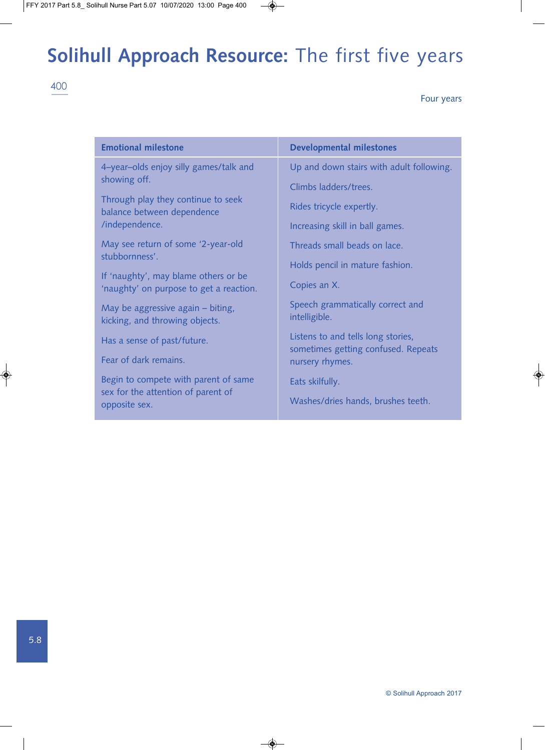Four years

| Emotional milestone | Developmental milestones |
| --- | --- |
| 4–year–olds enjoy silly games/talk and showing off.<br><br>Through play they continue to seek balance between dependence /independence.<br><br>May see return of some '2-year-old stubbornness'.<br><br>If 'naughty', may blame others or be 'naughty' on purpose to get a reaction.<br><br>May be aggressive again – biting, kicking, and throwing objects.<br><br>Has a sense of past/future.<br><br>Fear of dark remains.<br><br>Begin to compete with parent of same sex for the attention of parent of opposite sex. | Up and down stairs with adult following.<br><br>Climbs ladders/trees.<br><br>Rides tricycle expertly.<br><br>Increasing skill in ball games.<br><br>Threads small beads on lace.<br><br>Holds pencil in mature fashion.<br><br>Copies an X.<br><br>Speech grammatically correct and intelligible.<br><br>Listens to and tells long stories, sometimes getting confused. Repeats nursery rhymes.<br><br>Eats skilfully.<br><br>Washes/dries hands, brushes teeth. |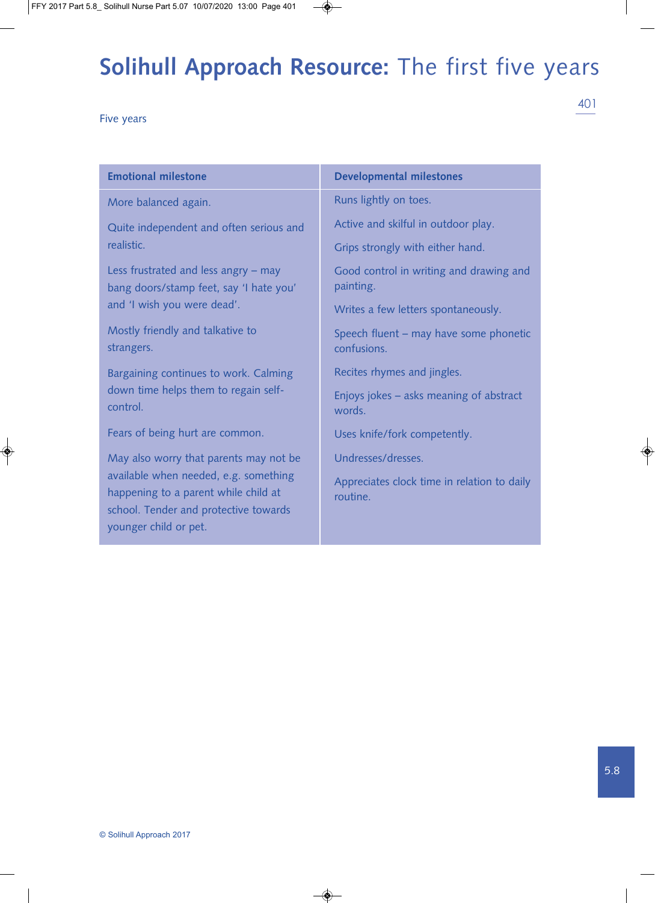# Solihull Approach Resource: The first five years

Five years

| Emotional milestone | Developmental milestones |
|---|---|
| More balanced again.<br><br>Quite independent and often serious and realistic.<br><br>Less frustrated and less angry – may bang doors/stamp feet, say 'I hate you' and 'I wish you were dead'.<br><br>Mostly friendly and talkative to strangers.<br><br>Bargaining continues to work. Calming down time helps them to regain self-control.<br><br>Fears of being hurt are common.<br><br>May also worry that parents may not be available when needed, e.g. something happening to a parent while child at school. Tender and protective towards younger child or pet. | Runs lightly on toes.<br><br>Active and skilful in outdoor play.<br><br>Grips strongly with either hand.<br><br>Good control in writing and drawing and painting.<br><br>Writes a few letters spontaneously.<br><br>Speech fluent – may have some phonetic confusions.<br><br>Recites rhymes and jingles.<br><br>Enjoys jokes – asks meaning of abstract words.<br><br>Uses knife/fork competently.<br><br>Undresses/dresses.<br><br>Appreciates clock time in relation to daily routine. |

© Solihull Approach 2017